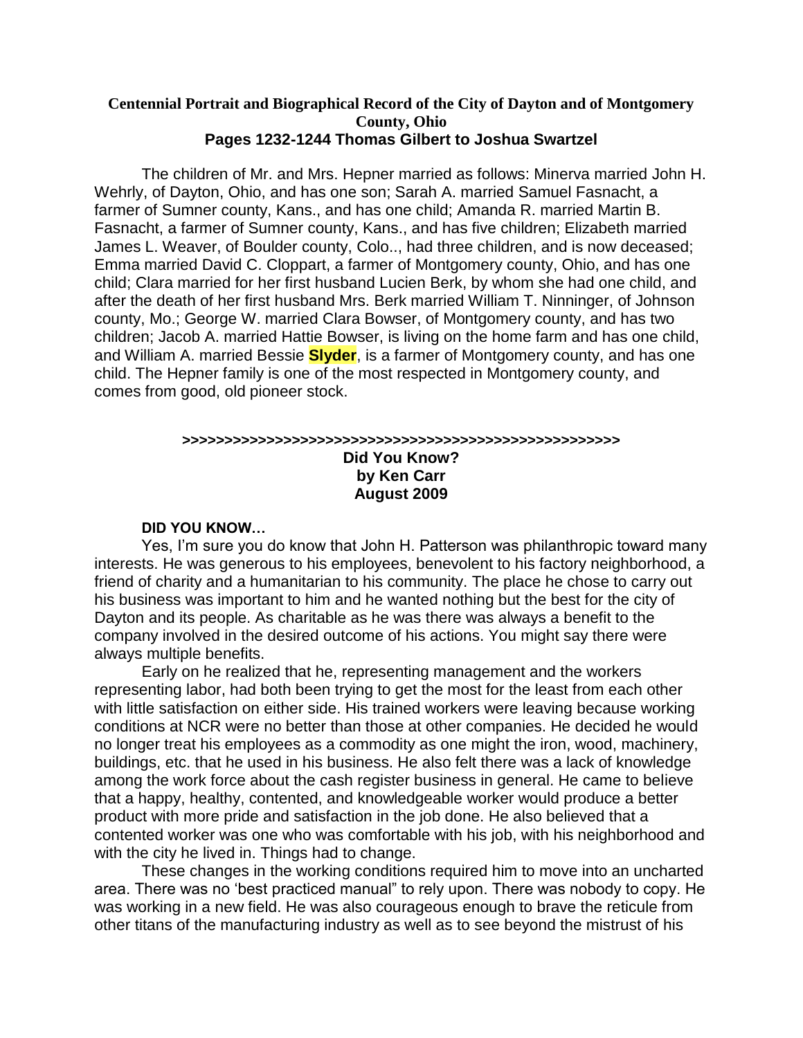**Centennial Portrait and Biographical Record of the City of Dayton and of Montgomery County, Ohio**
**Pages 1232-1244 Thomas Gilbert to Joshua Swartzel**

The children of Mr. and Mrs. Hepner married as follows: Minerva married John H. Wehrly, of Dayton, Ohio, and has one son; Sarah A. married Samuel Fasnacht, a farmer of Sumner county, Kans., and has one child; Amanda R. married Martin B. Fasnacht, a farmer of Sumner county, Kans., and has five children; Elizabeth married James L. Weaver, of Boulder county, Colo.., had three children, and is now deceased; Emma married David C. Cloppart, a farmer of Montgomery county, Ohio, and has one child; Clara married for her first husband Lucien Berk, by whom she had one child, and after the death of her first husband Mrs. Berk married William T. Ninninger, of Johnson county, Mo.; George W. married Clara Bowser, of Montgomery county, and has two children; Jacob A. married Hattie Bowser, is living on the home farm and has one child, and William A. married Bessie **Slyder**, is a farmer of Montgomery county, and has one child. The Hepner family is one of the most respected in Montgomery county, and comes from good, old pioneer stock.

**>>>>>>>>>>>>>>>>>>>>>>>>>>>>>>>>>>>>>>>>>>>>>>>>>>>>>**

**Did You Know?**
**by Ken Carr**
**August 2009**

**DID YOU KNOW…**

Yes, I'm sure you do know that John H. Patterson was philanthropic toward many interests. He was generous to his employees, benevolent to his factory neighborhood, a friend of charity and a humanitarian to his community. The place he chose to carry out his business was important to him and he wanted nothing but the best for the city of Dayton and its people. As charitable as he was there was always a benefit to the company involved in the desired outcome of his actions. You might say there were always multiple benefits.

Early on he realized that he, representing management and the workers representing labor, had both been trying to get the most for the least from each other with little satisfaction on either side. His trained workers were leaving because working conditions at NCR were no better than those at other companies. He decided he would no longer treat his employees as a commodity as one might the iron, wood, machinery, buildings, etc. that he used in his business. He also felt there was a lack of knowledge among the work force about the cash register business in general. He came to believe that a happy, healthy, contented, and knowledgeable worker would produce a better product with more pride and satisfaction in the job done. He also believed that a contented worker was one who was comfortable with his job, with his neighborhood and with the city he lived in. Things had to change.

These changes in the working conditions required him to move into an uncharted area. There was no 'best practiced manual" to rely upon. There was nobody to copy. He was working in a new field. He was also courageous enough to brave the reticule from other titans of the manufacturing industry as well as to see beyond the mistrust of his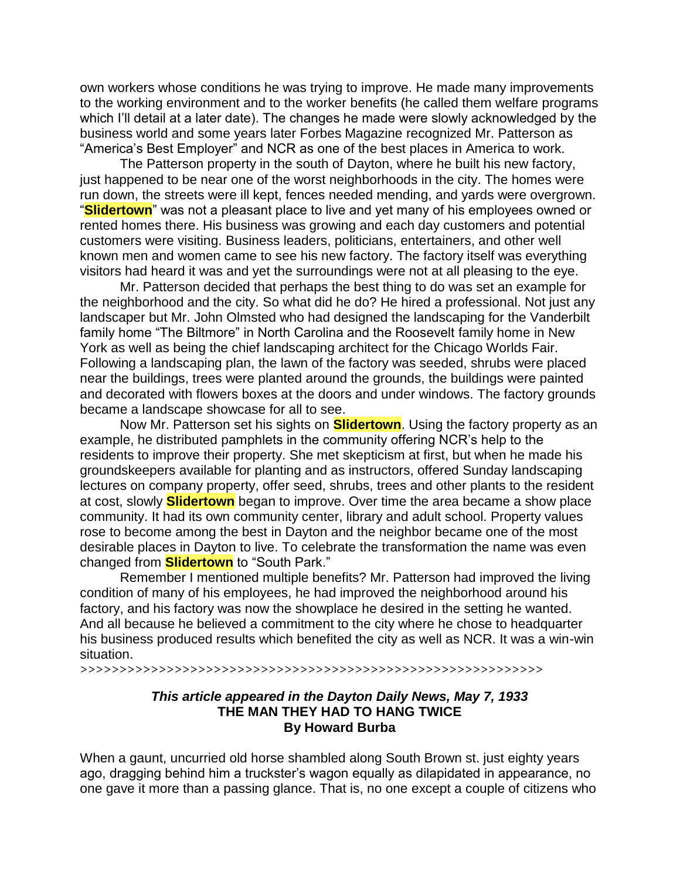own workers whose conditions he was trying to improve. He made many improvements to the working environment and to the worker benefits (he called them welfare programs which I'll detail at a later date). The changes he made were slowly acknowledged by the business world and some years later Forbes Magazine recognized Mr. Patterson as "America's Best Employer" and NCR as one of the best places in America to work.

The Patterson property in the south of Dayton, where he built his new factory, just happened to be near one of the worst neighborhoods in the city. The homes were run down, the streets were ill kept, fences needed mending, and yards were overgrown. "**Slidertown**" was not a pleasant place to live and yet many of his employees owned or rented homes there. His business was growing and each day customers and potential customers were visiting. Business leaders, politicians, entertainers, and other well known men and women came to see his new factory. The factory itself was everything visitors had heard it was and yet the surroundings were not at all pleasing to the eye.

Mr. Patterson decided that perhaps the best thing to do was set an example for the neighborhood and the city. So what did he do? He hired a professional. Not just any landscaper but Mr. John Olmsted who had designed the landscaping for the Vanderbilt family home "The Biltmore" in North Carolina and the Roosevelt family home in New York as well as being the chief landscaping architect for the Chicago Worlds Fair. Following a landscaping plan, the lawn of the factory was seeded, shrubs were placed near the buildings, trees were planted around the grounds, the buildings were painted and decorated with flowers boxes at the doors and under windows. The factory grounds became a landscape showcase for all to see.

Now Mr. Patterson set his sights on **Slidertown**. Using the factory property as an example, he distributed pamphlets in the community offering NCR's help to the residents to improve their property. She met skepticism at first, but when he made his groundskeepers available for planting and as instructors, offered Sunday landscaping lectures on company property, offer seed, shrubs, trees and other plants to the resident at cost, slowly **Slidertown** began to improve. Over time the area became a show place community. It had its own community center, library and adult school. Property values rose to become among the best in Dayton and the neighbor became one of the most desirable places in Dayton to live. To celebrate the transformation the name was even changed from **Slidertown** to "South Park."

Remember I mentioned multiple benefits? Mr. Patterson had improved the living condition of many of his employees, he had improved the neighborhood around his factory, and his factory was now the showplace he desired in the setting he wanted. And all because he believed a commitment to the city where he chose to headquarter his business produced results which benefited the city as well as NCR. It was a win-win situation.

>>>>>>>>>>>>>>>>>>>>>>>>>>>>>>>>>>>>>>>>>>>>>>>>>>>>>>>>>>>>>

***This article appeared in the Dayton Daily News, May 7, 1933***

**THE MAN THEY HAD TO HANG TWICE**

**By Howard Burba**

When a gaunt, uncurried old horse shambled along South Brown st. just eighty years ago, dragging behind him a truckster's wagon equally as dilapidated in appearance, no one gave it more than a passing glance. That is, no one except a couple of citizens who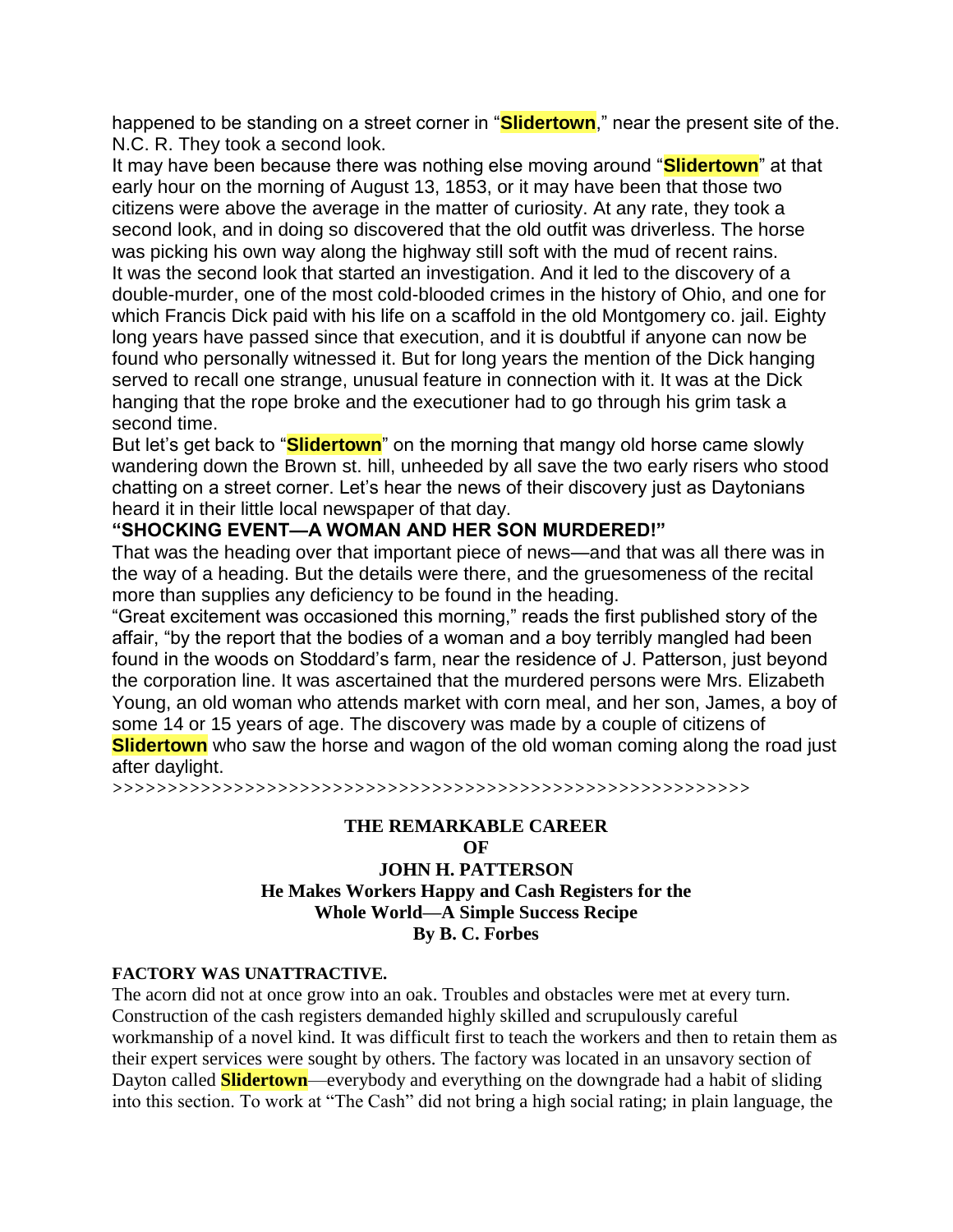happened to be standing on a street corner in "**Slidertown**," near the present site of the. N.C. R. They took a second look.

It may have been because there was nothing else moving around "**Slidertown**" at that early hour on the morning of August 13, 1853, or it may have been that those two citizens were above the average in the matter of curiosity. At any rate, they took a second look, and in doing so discovered that the old outfit was driverless. The horse was picking his own way along the highway still soft with the mud of recent rains.

It was the second look that started an investigation. And it led to the discovery of a double-murder, one of the most cold-blooded crimes in the history of Ohio, and one for which Francis Dick paid with his life on a scaffold in the old Montgomery co. jail. Eighty long years have passed since that execution, and it is doubtful if anyone can now be found who personally witnessed it. But for long years the mention of the Dick hanging served to recall one strange, unusual feature in connection with it. It was at the Dick hanging that the rope broke and the executioner had to go through his grim task a second time.

But let's get back to "**Slidertown**" on the morning that mangy old horse came slowly wandering down the Brown st. hill, unheeded by all save the two early risers who stood chatting on a street corner. Let's hear the news of their discovery just as Daytonians heard it in their little local newspaper of that day.

**"SHOCKING EVENT—A WOMAN AND HER SON MURDERED!"**

That was the heading over that important piece of news—and that was all there was in the way of a heading. But the details were there, and the gruesomeness of the recital more than supplies any deficiency to be found in the heading.

"Great excitement was occasioned this morning," reads the first published story of the affair, "by the report that the bodies of a woman and a boy terribly mangled had been found in the woods on Stoddard's farm, near the residence of J. Patterson, just beyond the corporation line. It was ascertained that the murdered persons were Mrs. Elizabeth Young, an old woman who attends market with corn meal, and her son, James, a boy of some 14 or 15 years of age. The discovery was made by a couple of citizens of **Slidertown** who saw the horse and wagon of the old woman coming along the road just after daylight.

>>>>>>>>>>>>>>>>>>>>>>>>>>>>>>>>>>>>>>>>>>>>>>>>>>>>>>>>>>>>

## THE REMARKABLE CAREER OF JOHN H. PATTERSON

**He Makes Workers Happy and Cash Registers for the Whole World—A Simple Success Recipe**

**By B. C. Forbes**

### FACTORY WAS UNATTRACTIVE.

The acorn did not at once grow into an oak. Troubles and obstacles were met at every turn. Construction of the cash registers demanded highly skilled and scrupulously careful workmanship of a novel kind. It was difficult first to teach the workers and then to retain them as their expert services were sought by others. The factory was located in an unsavory section of Dayton called **Slidertown**—everybody and everything on the downgrade had a habit of sliding into this section. To work at "The Cash" did not bring a high social rating; in plain language, the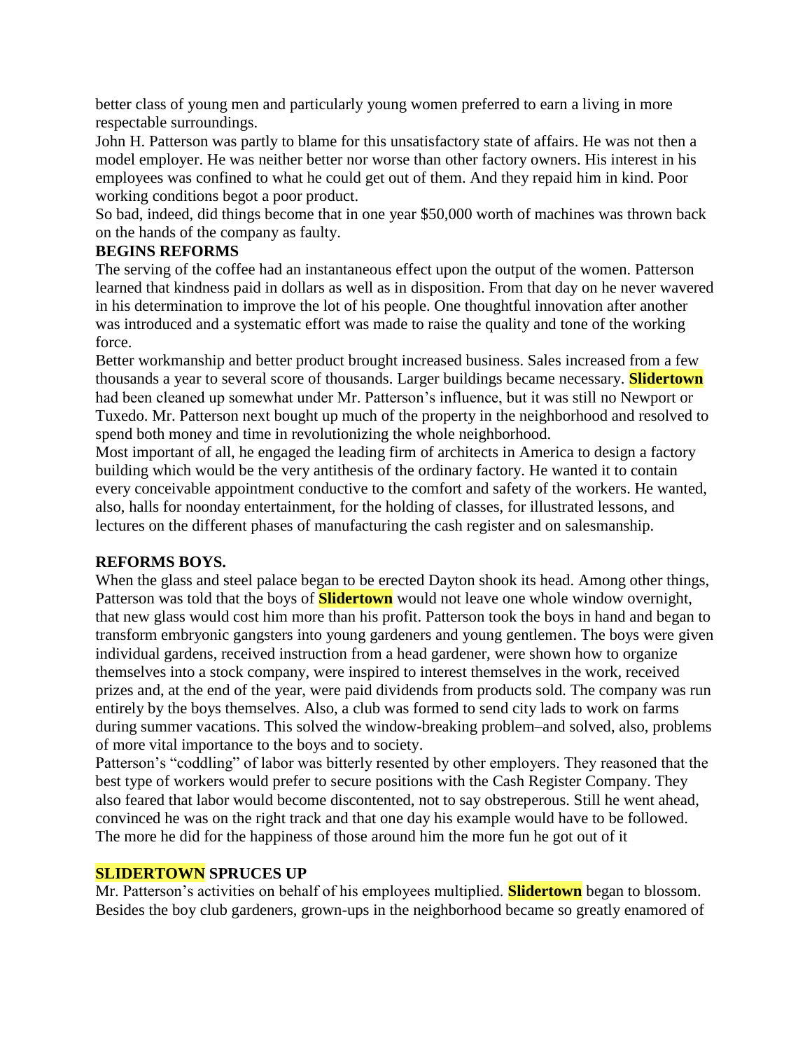better class of young men and particularly young women preferred to earn a living in more respectable surroundings.

John H. Patterson was partly to blame for this unsatisfactory state of affairs. He was not then a model employer. He was neither better nor worse than other factory owners. His interest in his employees was confined to what he could get out of them. And they repaid him in kind. Poor working conditions begot a poor product.

So bad, indeed, did things become that in one year $50,000 worth of machines was thrown back on the hands of the company as faulty.

**BEGINS REFORMS**

The serving of the coffee had an instantaneous effect upon the output of the women. Patterson learned that kindness paid in dollars as well as in disposition. From that day on he never wavered in his determination to improve the lot of his people. One thoughtful innovation after another was introduced and a systematic effort was made to raise the quality and tone of the working force.

Better workmanship and better product brought increased business. Sales increased from a few thousands a year to several score of thousands. Larger buildings became necessary. **Slidertown** had been cleaned up somewhat under Mr. Patterson's influence, but it was still no Newport or Tuxedo. Mr. Patterson next bought up much of the property in the neighborhood and resolved to spend both money and time in revolutionizing the whole neighborhood.

Most important of all, he engaged the leading firm of architects in America to design a factory building which would be the very antithesis of the ordinary factory. He wanted it to contain every conceivable appointment conductive to the comfort and safety of the workers. He wanted, also, halls for noonday entertainment, for the holding of classes, for illustrated lessons, and lectures on the different phases of manufacturing the cash register and on salesmanship.

**REFORMS BOYS.**

When the glass and steel palace began to be erected Dayton shook its head. Among other things, Patterson was told that the boys of **Slidertown** would not leave one whole window overnight, that new glass would cost him more than his profit. Patterson took the boys in hand and began to transform embryonic gangsters into young gardeners and young gentlemen. The boys were given individual gardens, received instruction from a head gardener, were shown how to organize themselves into a stock company, were inspired to interest themselves in the work, received prizes and, at the end of the year, were paid dividends from products sold. The company was run entirely by the boys themselves. Also, a club was formed to send city lads to work on farms during summer vacations. This solved the window-breaking problem–and solved, also, problems of more vital importance to the boys and to society.

Patterson's "coddling" of labor was bitterly resented by other employers. They reasoned that the best type of workers would prefer to secure positions with the Cash Register Company. They also feared that labor would become discontented, not to say obstreperous. Still he went ahead, convinced he was on the right track and that one day his example would have to be followed. The more he did for the happiness of those around him the more fun he got out of it

**SLIDERTOWN SPRUCES UP**

Mr. Patterson's activities on behalf of his employees multiplied. **Slidertown** began to blossom. Besides the boy club gardeners, grown-ups in the neighborhood became so greatly enamored of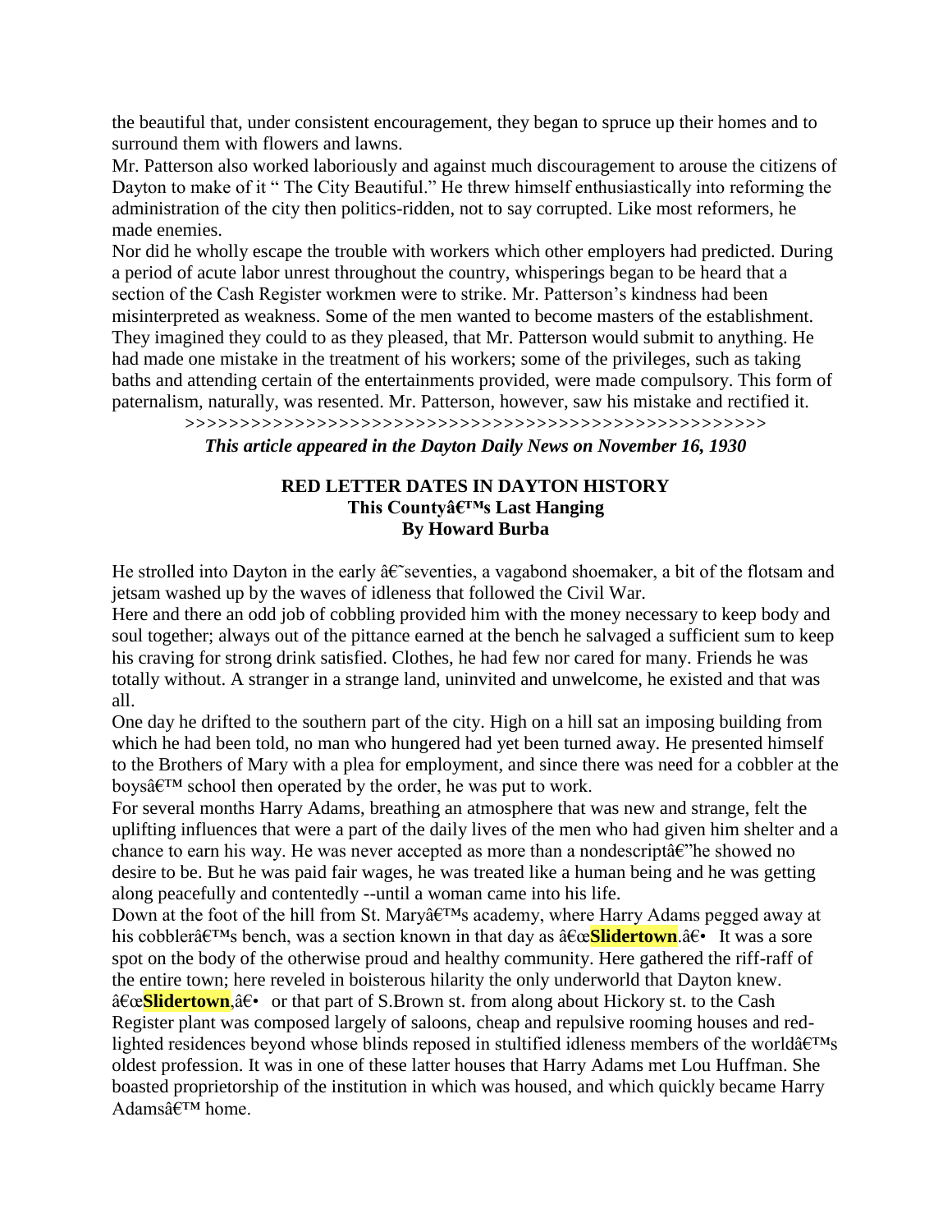the beautiful that, under consistent encouragement, they began to spruce up their homes and to surround them with flowers and lawns.

Mr. Patterson also worked laboriously and against much discouragement to arouse the citizens of Dayton to make of it " The City Beautiful." He threw himself enthusiastically into reforming the administration of the city then politics-ridden, not to say corrupted. Like most reformers, he made enemies.

Nor did he wholly escape the trouble with workers which other employers had predicted. During a period of acute labor unrest throughout the country, whisperings began to be heard that a section of the Cash Register workmen were to strike. Mr. Patterson's kindness had been misinterpreted as weakness. Some of the men wanted to become masters of the establishment. They imagined they could to as they pleased, that Mr. Patterson would submit to anything. He had made one mistake in the treatment of his workers; some of the privileges, such as taking baths and attending certain of the entertainments provided, were made compulsory. This form of paternalism, naturally, was resented. Mr. Patterson, however, saw his mistake and rectified it.

>>>>>>>>>>>>>>>>>>>>>>>>>>>>>>>>>>>>>>>>>>>>>>>>>>>>>>>

***This article appeared in the Dayton Daily News on November 16, 1930***

**RED LETTER DATES IN DAYTON HISTORY**
**This Countyâ€™s Last Hanging**
**By Howard Burba**

He strolled into Dayton in the early â€˜seventies, a vagabond shoemaker, a bit of the flotsam and jetsam washed up by the waves of idleness that followed the Civil War.

Here and there an odd job of cobbling provided him with the money necessary to keep body and soul together; always out of the pittance earned at the bench he salvaged a sufficient sum to keep his craving for strong drink satisfied. Clothes, he had few nor cared for many. Friends he was totally without. A stranger in a strange land, uninvited and unwelcome, he existed and that was all.

One day he drifted to the southern part of the city. High on a hill sat an imposing building from which he had been told, no man who hungered had yet been turned away. He presented himself to the Brothers of Mary with a plea for employment, and since there was need for a cobbler at the boysâ€™ school then operated by the order, he was put to work.

For several months Harry Adams, breathing an atmosphere that was new and strange, felt the uplifting influences that were a part of the daily lives of the men who had given him shelter and a chance to earn his way. He was never accepted as more than a nondescriptâ€"he showed no desire to be. But he was paid fair wages, he was treated like a human being and he was getting along peacefully and contentedly --until a woman came into his life.

Down at the foot of the hill from St. Maryâ€™s academy, where Harry Adams pegged away at his cobblerâ€™s bench, was a section known in that day as â€œ**Slidertown**.â€• It was a sore spot on the body of the otherwise proud and healthy community. Here gathered the riff-raff of the entire town; here reveled in boisterous hilarity the only underworld that Dayton knew.

â€œ**Slidertown**,â€• or that part of S.Brown st. from along about Hickory st. to the Cash Register plant was composed largely of saloons, cheap and repulsive rooming houses and red-lighted residences beyond whose blinds reposed in stultified idleness members of the worldâ€™s oldest profession. It was in one of these latter houses that Harry Adams met Lou Huffman. She boasted proprietorship of the institution in which was housed, and which quickly became Harry Adamsâ€™ home.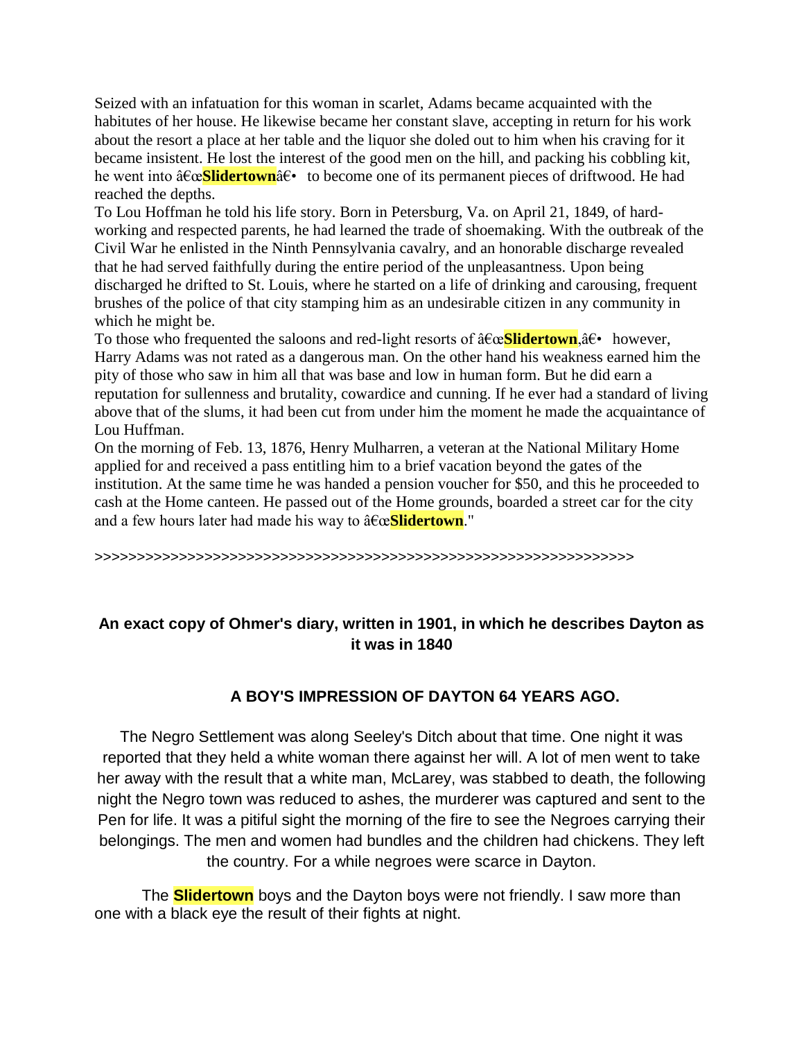Seized with an infatuation for this woman in scarlet, Adams became acquainted with the habitutes of her house. He likewise became her constant slave, accepting in return for his work about the resort a place at her table and the liquor she doled out to him when his craving for it became insistent. He lost the interest of the good men on the hill, and packing his cobbling kit, he went into â€œ**Slidertown**â€• to become one of its permanent pieces of driftwood. He had reached the depths.

To Lou Hoffman he told his life story. Born in Petersburg, Va. on April 21, 1849, of hard-working and respected parents, he had learned the trade of shoemaking. With the outbreak of the Civil War he enlisted in the Ninth Pennsylvania cavalry, and an honorable discharge revealed that he had served faithfully during the entire period of the unpleasantness. Upon being discharged he drifted to St. Louis, where he started on a life of drinking and carousing, frequent brushes of the police of that city stamping him as an undesirable citizen in any community in which he might be.

To those who frequented the saloons and red-light resorts of â€œ**Slidertown**,â€• however, Harry Adams was not rated as a dangerous man. On the other hand his weakness earned him the pity of those who saw in him all that was base and low in human form. But he did earn a reputation for sullenness and brutality, cowardice and cunning. If he ever had a standard of living above that of the slums, it had been cut from under him the moment he made the acquaintance of Lou Huffman.

On the morning of Feb. 13, 1876, Henry Mulharren, a veteran at the National Military Home applied for and received a pass entitling him to a brief vacation beyond the gates of the institution. At the same time he was handed a pension voucher for $50, and this he proceeded to cash at the Home canteen. He passed out of the Home grounds, boarded a street car for the city and a few hours later had made his way to â€œ**Slidertown**."

>>>>>>>>>>>>>>>>>>>>>>>>>>>>>>>>>>>>>>>>>>>>>>>>>>>>>>>>>>>>>>>>

## An exact copy of Ohmer's diary, written in 1901, in which he describes Dayton as it was in 1840

### A BOY'S IMPRESSION OF DAYTON 64 YEARS AGO.

The Negro Settlement was along Seeley's Ditch about that time. One night it was reported that they held a white woman there against her will. A lot of men went to take her away with the result that a white man, McLarey, was stabbed to death, the following night the Negro town was reduced to ashes, the murderer was captured and sent to the Pen for life. It was a pitiful sight the morning of the fire to see the Negroes carrying their belongings. The men and women had bundles and the children had chickens. They left the country. For a while negroes were scarce in Dayton.

The **Slidertown** boys and the Dayton boys were not friendly. I saw more than one with a black eye the result of their fights at night.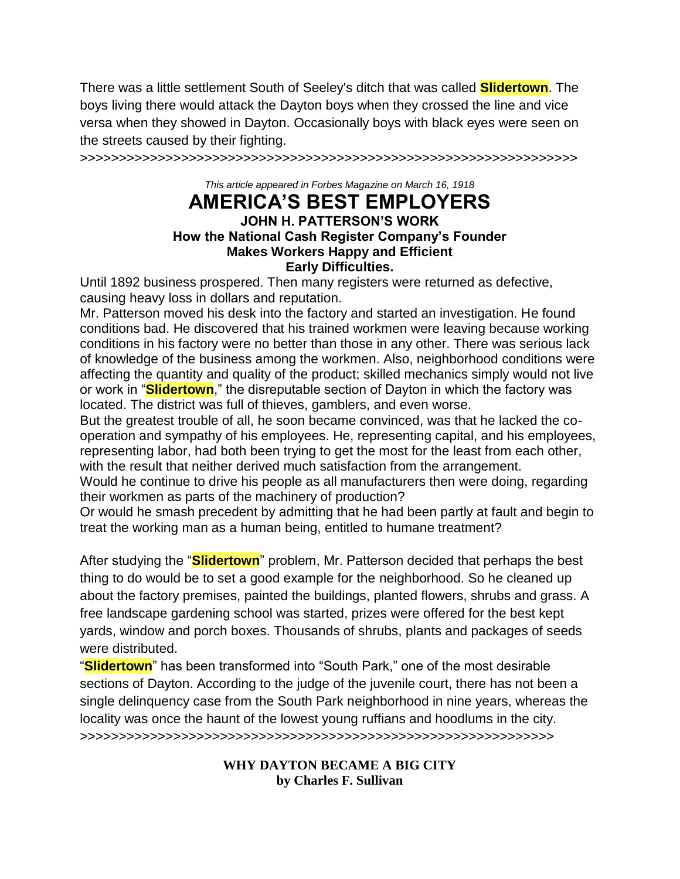There was a little settlement South of Seeley's ditch that was called **Slidertown**. The boys living there would attack the Dayton boys when they crossed the line and vice versa when they showed in Dayton. Occasionally boys with black eyes were seen on the streets caused by their fighting.

>>>>>>>>>>>>>>>>>>>>>>>>>>>>>>>>>>>>>>>>>>>>>>>>>>>>>>>>>>>>>>>>>>

*This article appeared in Forbes Magazine on March 16, 1918*

# AMERICA'S BEST EMPLOYERS

### JOHN H. PATTERSON'S WORK

### How the National Cash Register Company's Founder Makes Workers Happy and Efficient

### Early Difficulties.

Until 1892 business prospered. Then many registers were returned as defective, causing heavy loss in dollars and reputation.

Mr. Patterson moved his desk into the factory and started an investigation. He found conditions bad. He discovered that his trained workmen were leaving because working conditions in his factory were no better than those in any other. There was serious lack of knowledge of the business among the workmen. Also, neighborhood conditions were affecting the quantity and quality of the product; skilled mechanics simply would not live or work in "**Slidertown**," the disreputable section of Dayton in which the factory was located. The district was full of thieves, gamblers, and even worse.

But the greatest trouble of all, he soon became convinced, was that he lacked the co-operation and sympathy of his employees. He, representing capital, and his employees, representing labor, had both been trying to get the most for the least from each other, with the result that neither derived much satisfaction from the arrangement.

Would he continue to drive his people as all manufacturers then were doing, regarding their workmen as parts of the machinery of production?

Or would he smash precedent by admitting that he had been partly at fault and begin to treat the working man as a human being, entitled to humane treatment?

After studying the "**Slidertown**" problem, Mr. Patterson decided that perhaps the best thing to do would be to set a good example for the neighborhood. So he cleaned up about the factory premises, painted the buildings, planted flowers, shrubs and grass. A free landscape gardening school was started, prizes were offered for the best kept yards, window and porch boxes. Thousands of shrubs, plants and packages of seeds were distributed.

"**Slidertown**" has been transformed into "South Park," one of the most desirable sections of Dayton. According to the judge of the juvenile court, there has not been a single delinquency case from the South Park neighborhood in nine years, whereas the locality was once the haunt of the lowest young ruffians and hoodlums in the city.

>>>>>>>>>>>>>>>>>>>>>>>>>>>>>>>>>>>>>>>>>>>>>>>>>>>>>>>>>>>>>>>>>

**WHY DAYTON BECAME A BIG CITY**
**by Charles F. Sullivan**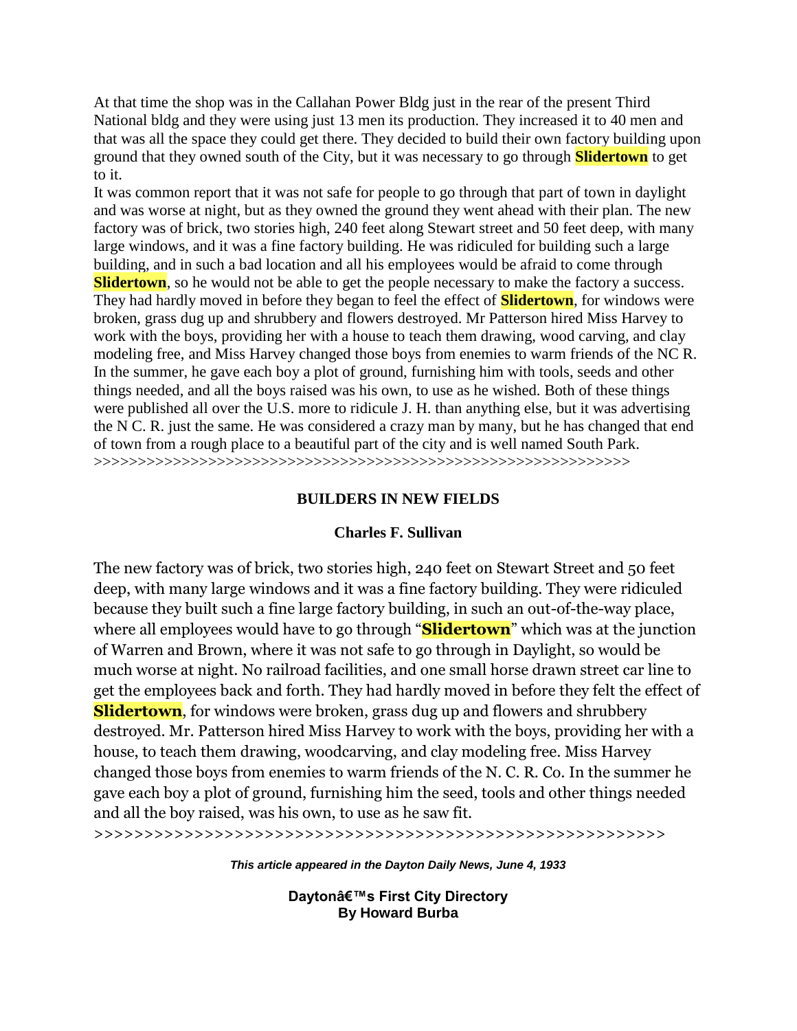At that time the shop was in the Callahan Power Bldg just in the rear of the present Third National bldg and they were using just 13 men its production. They increased it to 40 men and that was all the space they could get there. They decided to build their own factory building upon ground that they owned south of the City, but it was necessary to go through **Slidertown** to get to it.

It was common report that it was not safe for people to go through that part of town in daylight and was worse at night, but as they owned the ground they went ahead with their plan. The new factory was of brick, two stories high, 240 feet along Stewart street and 50 feet deep, with many large windows, and it was a fine factory building. He was ridiculed for building such a large building, and in such a bad location and all his employees would be afraid to come through **Slidertown**, so he would not be able to get the people necessary to make the factory a success. They had hardly moved in before they began to feel the effect of **Slidertown**, for windows were broken, grass dug up and shrubbery and flowers destroyed. Mr Patterson hired Miss Harvey to work with the boys, providing her with a house to teach them drawing, wood carving, and clay modeling free, and Miss Harvey changed those boys from enemies to warm friends of the NC R. In the summer, he gave each boy a plot of ground, furnishing him with tools, seeds and other things needed, and all the boys raised was his own, to use as he wished. Both of these things were published all over the U.S. more to ridicule J. H. than anything else, but it was advertising the N C. R. just the same. He was considered a crazy man by many, but he has changed that end of town from a rough place to a beautiful part of the city and is well named South Park.

>>>>>>>>>>>>>>>>>>>>>>>>>>>>>>>>>>>>>>>>>>>>>>>>>>>>>>>>>>>>>>>>

**BUILDERS IN NEW FIELDS**

**Charles F. Sullivan**

The new factory was of brick, two stories high, 240 feet on Stewart Street and 50 feet deep, with many large windows and it was a fine factory building. They were ridiculed because they built such a fine large factory building, in such an out-of-the-way place, where all employees would have to go through "**Slidertown**" which was at the junction of Warren and Brown, where it was not safe to go through in Daylight, so would be much worse at night. No railroad facilities, and one small horse drawn street car line to get the employees back and forth. They had hardly moved in before they felt the effect of **Slidertown**, for windows were broken, grass dug up and flowers and shrubbery destroyed. Mr. Patterson hired Miss Harvey to work with the boys, providing her with a house, to teach them drawing, woodcarving, and clay modeling free. Miss Harvey changed those boys from enemies to warm friends of the N. C. R. Co. In the summer he gave each boy a plot of ground, furnishing him the seed, tools and other things needed and all the boy raised, was his own, to use as he saw fit.

>>>>>>>>>>>>>>>>>>>>>>>>>>>>>>>>>>>>>>>>>>>>>>>>>>>>>>>>

***This article appeared in the Dayton Daily News, June 4, 1933***

**Daytonâ€™s First City Directory**
**By Howard Burba**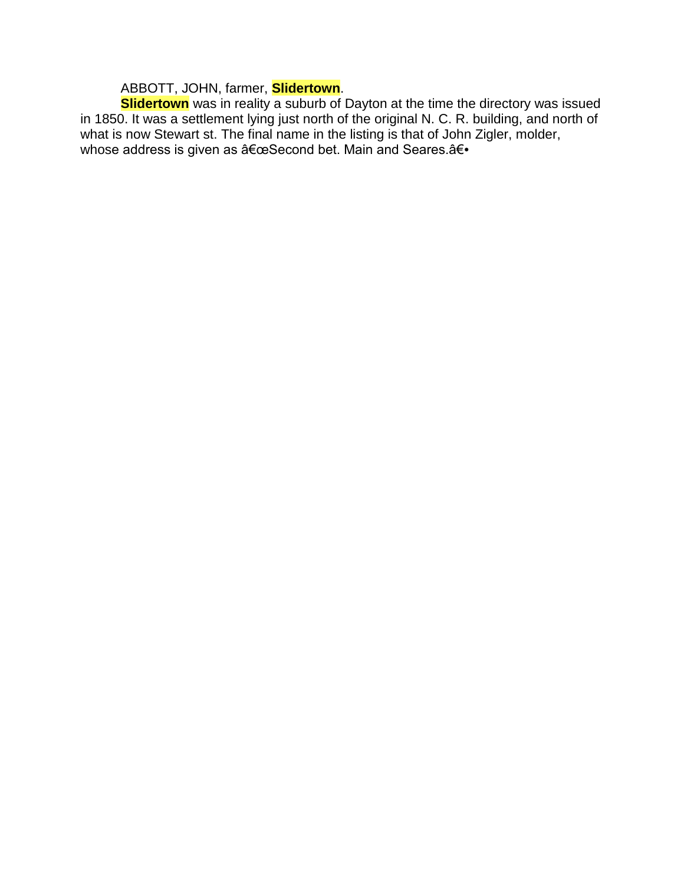ABBOTT, JOHN, farmer, **Slidertown**.

**Slidertown** was in reality a suburb of Dayton at the time the directory was issued in 1850. It was a settlement lying just north of the original N. C. R. building, and north of what is now Stewart st. The final name in the listing is that of John Zigler, molder, whose address is given as â€œSecond bet. Main and Seares.â€•